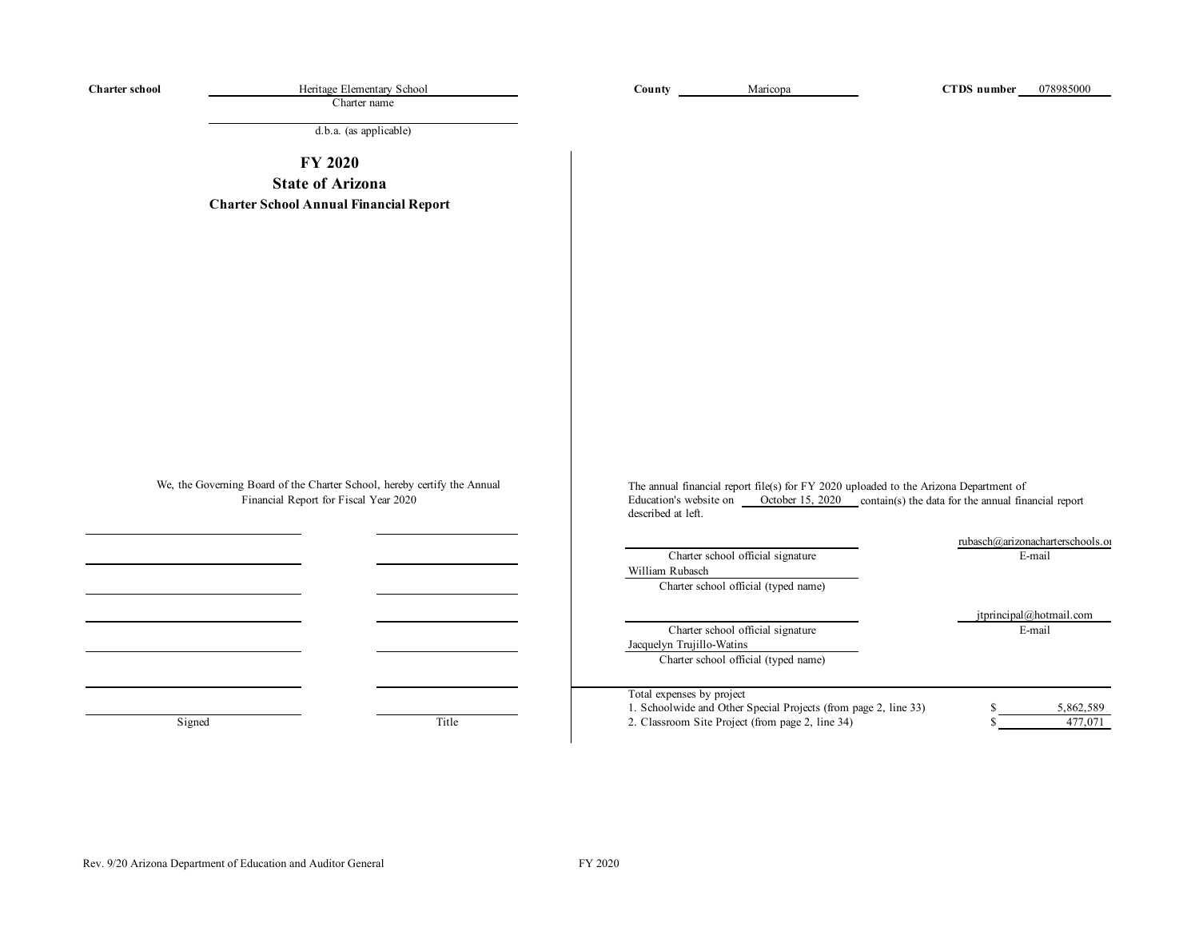**Charter school** Heritage Elementary School
Charter name

d.b.a. (as applicable)

**County** Maricopa

**CTDS number** 078985000

# FY 2020
## State of Arizona
### Charter School Annual Financial Report

We, the Governing Board of the Charter School, hereby certify the Annual Financial Report for Fiscal Year 2020

| Signed | Title |
|---|---|
| | |
| | |
| | |
| | |
| | |
| | |
| | |

The annual financial report file(s) for FY 2020 uploaded to the Arizona Department of Education's website on October 15, 2020 contain(s) the data for the annual financial report described at left.

| | |
|---|---|
| Charter school official signature | rubasch@arizonacharterschools.or |
| | E-mail |
| William Rubasch | |
| Charter school official (typed name) | |
| Charter school official signature | jtprincipal@hotmail.com |
| | E-mail |
| Jacquelyn Trujillo-Watins | |
| Charter school official (typed name) | |

Total expenses by project

| | |
|---|---|
| 1. Schoolwide and Other Special Projects (from page 2, line 33) | $ 5,862,589 |
| 2. Classroom Site Project (from page 2, line 34) | $ 477,071 |

Rev. 9/20 Arizona Department of Education and Auditor General

FY 2020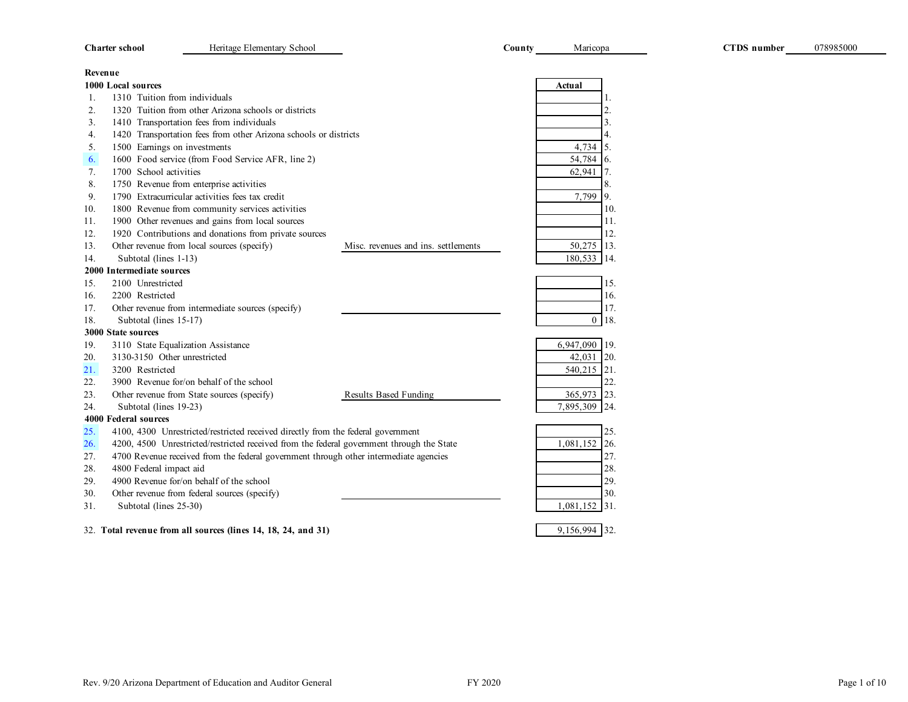**Charter school** Heritage Elementary School **County** Maricopa **CTDS number** 078985000

**Revenue**

| Line | Description | Specify | Actual | Line |
|---|---|---|---|---|
| | **1000 Local sources** | | | |
| 1. | 1310 Tuition from individuals | | | 1. |
| 2. | 1320 Tuition from other Arizona schools or districts | | | 2. |
| 3. | 1410 Transportation fees from individuals | | | 3. |
| 4. | 1420 Transportation fees from other Arizona schools or districts | | | 4. |
| 5. | 1500 Earnings on investments | | 4,734 | 5. |
| 6. | 1600 Food service (from Food Service AFR, line 2) | | 54,784 | 6. |
| 7. | 1700 School activities | | 62,941 | 7. |
| 8. | 1750 Revenue from enterprise activities | | | 8. |
| 9. | 1790 Extracurricular activities fees tax credit | | 7,799 | 9. |
| 10. | 1800 Revenue from community services activities | | | 10. |
| 11. | 1900 Other revenues and gains from local sources | | | 11. |
| 12. | 1920 Contributions and donations from private sources | | | 12. |
| 13. | Other revenue from local sources (specify) | Misc. revenues and ins. settlements | 50,275 | 13. |
| 14. | Subtotal (lines 1-13) | | 180,533 | 14. |
| | **2000 Intermediate sources** | | | |
| 15. | 2100 Unrestricted | | | 15. |
| 16. | 2200 Restricted | | | 16. |
| 17. | Other revenue from intermediate sources (specify) | | | 17. |
| 18. | Subtotal (lines 15-17) | | 0 | 18. |
| | **3000 State sources** | | | |
| 19. | 3110 State Equalization Assistance | | 6,947,090 | 19. |
| 20. | 3130-3150 Other unrestricted | | 42,031 | 20. |
| 21. | 3200 Restricted | | 540,215 | 21. |
| 22. | 3900 Revenue for/on behalf of the school | | | 22. |
| 23. | Other revenue from State sources (specify) | Results Based Funding | 365,973 | 23. |
| 24. | Subtotal (lines 19-23) | | 7,895,309 | 24. |
| | **4000 Federal sources** | | | |
| 25. | 4100, 4300 Unrestricted/restricted received directly from the federal government | | | 25. |
| 26. | 4200, 4500 Unrestricted/restricted received from the federal government through the State | | 1,081,152 | 26. |
| 27. | 4700 Revenue received from the federal government through other intermediate agencies | | | 27. |
| 28. | 4800 Federal impact aid | | | 28. |
| 29. | 4900 Revenue for/on behalf of the school | | | 29. |
| 30. | Other revenue from federal sources (specify) | | | 30. |
| 31. | Subtotal (lines 25-30) | | 1,081,152 | 31. |
| 32. | **Total revenue from all sources (lines 14, 18, 24, and 31)** | | 9,156,994 | 32. |

Rev. 9/20 Arizona Department of Education and Auditor General FY 2020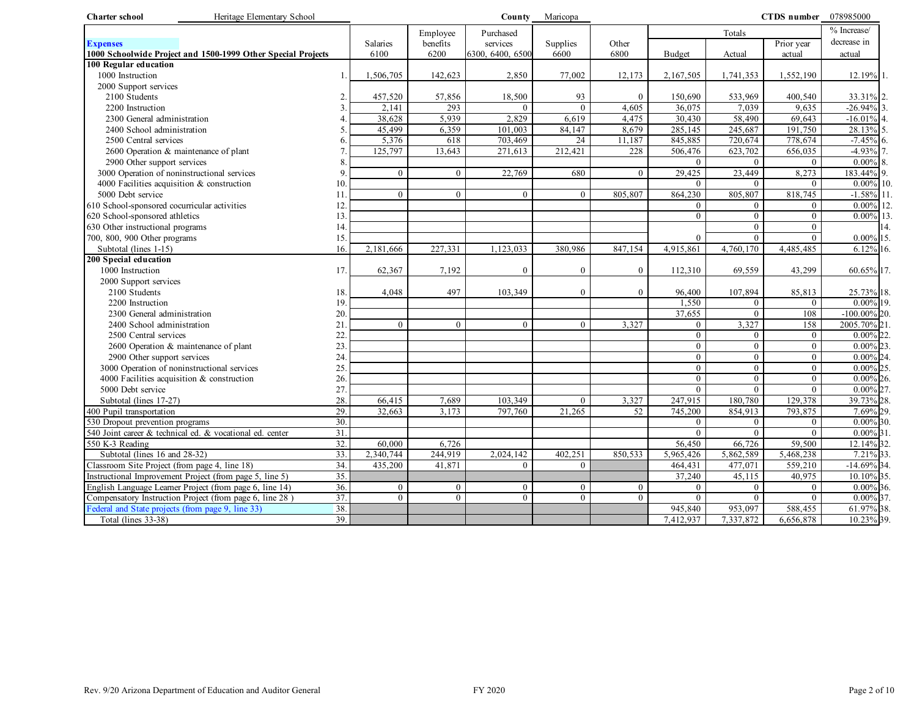| Charter school | Heritage Elementary School | | | | County | Maricopa | | | | CTDS number | 078985000 | |
|---|---|---|---|---|---|---|---|---|---|---|---|---|

| **Expenses**<br>**1000 Schoolwide Project and 1500-1999 Other Special Projects** | | Salaries 6100 | Employee benefits 6200 | Purchased services 6300, 6400, 6500 | Supplies 6600 | Other 6800 | Totals Budget | Actual | Prior year actual | % Increase/ decrease in actual | |
|---|---|---|---|---|---|---|---|---|---|---|---|
| **100 Regular education** | | | | | | | | | | | |
| 1000 Instruction | 1. | 1,506,705 | 142,623 | 2,850 | 77,002 | 12,173 | 2,167,505 | 1,741,353 | 1,552,190 | 12.19% | 1. |
| 2000 Support services | | | | | | | | | | | |
| 2100 Students | 2. | 457,520 | 57,856 | 18,500 | 93 | 0 | 150,690 | 533,969 | 400,540 | 33.31% | 2. |
| 2200 Instruction | 3. | 2,141 | 293 | 0 | 0 | 4,605 | 36,075 | 7,039 | 9,635 | -26.94% | 3. |
| 2300 General administration | 4. | 38,628 | 5,939 | 2,829 | 6,619 | 4,475 | 30,430 | 58,490 | 69,643 | -16.01% | 4. |
| 2400 School administration | 5. | 45,499 | 6,359 | 101,003 | 84,147 | 8,679 | 285,145 | 245,687 | 191,750 | 28.13% | 5. |
| 2500 Central services | 6. | 5,376 | 618 | 703,469 | 24 | 11,187 | 845,885 | 720,674 | 778,674 | -7.45% | 6. |
| 2600 Operation & maintenance of plant | 7. | 125,797 | 13,643 | 271,613 | 212,421 | 228 | 506,476 | 623,702 | 656,035 | -4.93% | 7. |
| 2900 Other support services | 8. | | | | | | 0 | 0 | 0 | 0.00% | 8. |
| 3000 Operation of noninstructional services | 9. | 0 | 0 | 22,769 | 680 | 0 | 29,425 | 23,449 | 8,273 | 183.44% | 9. |
| 4000 Facilities acquisition & construction | 10. | | | | | | 0 | 0 | 0 | 0.00% | 10. |
| 5000 Debt service | 11. | 0 | 0 | 0 | 0 | 805,807 | 864,230 | 805,807 | 818,745 | -1.58% | 11. |
| 610 School-sponsored cocurricular activities | 12. | | | | | | 0 | 0 | 0 | 0.00% | 12. |
| 620 School-sponsored athletics | 13. | | | | | | 0 | 0 | 0 | 0.00% | 13. |
| 630 Other instructional programs | 14. | | | | | | | 0 | 0 | | 14. |
| 700, 800, 900 Other programs | 15. | | | | | | 0 | 0 | 0 | 0.00% | 15. |
| Subtotal (lines 1-15) | 16. | 2,181,666 | 227,331 | 1,123,033 | 380,986 | 847,154 | 4,915,861 | 4,760,170 | 4,485,485 | 6.12% | 16. |
| **200 Special education** | | | | | | | | | | | |
| 1000 Instruction | 17. | 62,367 | 7,192 | 0 | 0 | 0 | 112,310 | 69,559 | 43,299 | 60.65% | 17. |
| 2000 Support services | | | | | | | | | | | |
| 2100 Students | 18. | 4,048 | 497 | 103,349 | 0 | 0 | 96,400 | 107,894 | 85,813 | 25.73% | 18. |
| 2200 Instruction | 19. | | | | | | 1,550 | 0 | 0 | 0.00% | 19. |
| 2300 General administration | 20. | | | | | | 37,655 | 0 | 108 | -100.00% | 20. |
| 2400 School administration | 21. | 0 | 0 | 0 | 0 | 3,327 | 0 | 3,327 | 158 | 2005.70% | 21. |
| 2500 Central services | 22. | | | | | | 0 | 0 | 0 | 0.00% | 22. |
| 2600 Operation & maintenance of plant | 23. | | | | | | 0 | 0 | 0 | 0.00% | 23. |
| 2900 Other support services | 24. | | | | | | 0 | 0 | 0 | 0.00% | 24. |
| 3000 Operation of noninstructional services | 25. | | | | | | 0 | 0 | 0 | 0.00% | 25. |
| 4000 Facilities acquisition & construction | 26. | | | | | | 0 | 0 | 0 | 0.00% | 26. |
| 5000 Debt service | 27. | | | | | | 0 | 0 | 0 | 0.00% | 27. |
| Subtotal (lines 17-27) | 28. | 66,415 | 7,689 | 103,349 | 0 | 3,327 | 247,915 | 180,780 | 129,378 | 39.73% | 28. |
| 400 Pupil transportation | 29. | 32,663 | 3,173 | 797,760 | 21,265 | 52 | 745,200 | 854,913 | 793,875 | 7.69% | 29. |
| 530 Dropout prevention programs | 30. | | | | | | 0 | 0 | 0 | 0.00% | 30. |
| 540 Joint career & technical ed. & vocational ed. center | 31. | | | | | | 0 | 0 | 0 | 0.00% | 31. |
| 550 K-3 Reading | 32. | 60,000 | 6,726 | | | | 56,450 | 66,726 | 59,500 | 12.14% | 32. |
| Subtotal (lines 16 and 28-32) | 33. | 2,340,744 | 244,919 | 2,024,142 | 402,251 | 850,533 | 5,965,426 | 5,862,589 | 5,468,238 | 7.21% | 33. |
| Classroom Site Project (from page 4, line 18) | 34. | 435,200 | 41,871 | 0 | 0 | | 464,431 | 477,071 | 559,210 | -14.69% | 34. |
| Instructional Improvement Project (from page 5, line 5) | 35. | | | | | | 37,240 | 45,115 | 40,975 | 10.10% | 35. |
| English Language Learner Project (from page 6, line 14) | 36. | 0 | 0 | 0 | 0 | 0 | 0 | 0 | 0 | 0.00% | 36. |
| Compensatory Instruction Project (from page 6, line 28 ) | 37. | 0 | 0 | 0 | 0 | 0 | 0 | 0 | 0 | 0.00% | 37. |
| Federal and State projects (from page 9, line 33) | 38. | | | | | | 945,840 | 953,097 | 588,455 | 61.97% | 38. |
| Total (lines 33-38) | 39. | | | | | | 7,412,937 | 7,337,872 | 6,656,878 | 10.23% | 39. |

Rev. 9/20 Arizona Department of Education and Auditor General — FY 2020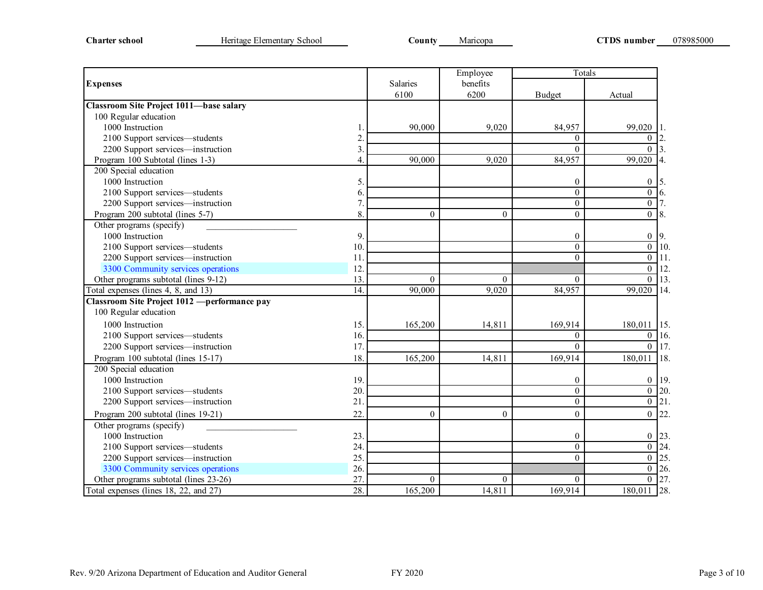**Charter school** Heritage Elementary School **County** Maricopa **CTDS number** 078985000

| Expenses | | Salaries 6100 | Employee benefits 6200 | Totals Budget | Actual | |
|---|---|---|---|---|---|---|
| **Classroom Site Project 1011—base salary** | | | | | | |
| 100 Regular education | | | | | | |
| 1000 Instruction | 1. | 90,000 | 9,020 | 84,957 | 99,020 | 1. |
| 2100 Support services—students | 2. | | | 0 | 0 | 2. |
| 2200 Support services—instruction | 3. | | | 0 | 0 | 3. |
| Program 100 Subtotal (lines 1-3) | 4. | 90,000 | 9,020 | 84,957 | 99,020 | 4. |
| 200 Special education | | | | | | |
| 1000 Instruction | 5. | | | 0 | 0 | 5. |
| 2100 Support services—students | 6. | | | 0 | 0 | 6. |
| 2200 Support services—instruction | 7. | | | 0 | 0 | 7. |
| Program 200 subtotal (lines 5-7) | 8. | 0 | 0 | 0 | 0 | 8. |
| Other programs (specify) ___________ | | | | | | |
| 1000 Instruction | 9. | | | 0 | 0 | 9. |
| 2100 Support services—students | 10. | | | 0 | 0 | 10. |
| 2200 Support services—instruction | 11. | | | 0 | 0 | 11. |
| 3300 Community services operations | 12. | | | | 0 | 12. |
| Other programs subtotal (lines 9-12) | 13. | 0 | 0 | 0 | 0 | 13. |
| Total expenses (lines 4, 8, and 13) | 14. | 90,000 | 9,020 | 84,957 | 99,020 | 14. |
| **Classroom Site Project 1012 —performance pay** | | | | | | |
| 100 Regular education | | | | | | |
| 1000 Instruction | 15. | 165,200 | 14,811 | 169,914 | 180,011 | 15. |
| 2100 Support services—students | 16. | | | 0 | 0 | 16. |
| 2200 Support services—instruction | 17. | | | 0 | 0 | 17. |
| Program 100 subtotal (lines 15-17) | 18. | 165,200 | 14,811 | 169,914 | 180,011 | 18. |
| 200 Special education | | | | | | |
| 1000 Instruction | 19. | | | 0 | 0 | 19. |
| 2100 Support services—students | 20. | | | 0 | 0 | 20. |
| 2200 Support services—instruction | 21. | | | 0 | 0 | 21. |
| Program 200 subtotal (lines 19-21) | 22. | 0 | 0 | 0 | 0 | 22. |
| Other programs (specify) ___________ | | | | | | |
| 1000 Instruction | 23. | | | 0 | 0 | 23. |
| 2100 Support services—students | 24. | | | 0 | 0 | 24. |
| 2200 Support services—instruction | 25. | | | 0 | 0 | 25. |
| 3300 Community services operations | 26. | | | | 0 | 26. |
| Other programs subtotal (lines 23-26) | 27. | 0 | 0 | 0 | 0 | 27. |
| Total expenses (lines 18, 22, and 27) | 28. | 165,200 | 14,811 | 169,914 | 180,011 | 28. |

Rev. 9/20 Arizona Department of Education and Auditor General FY 2020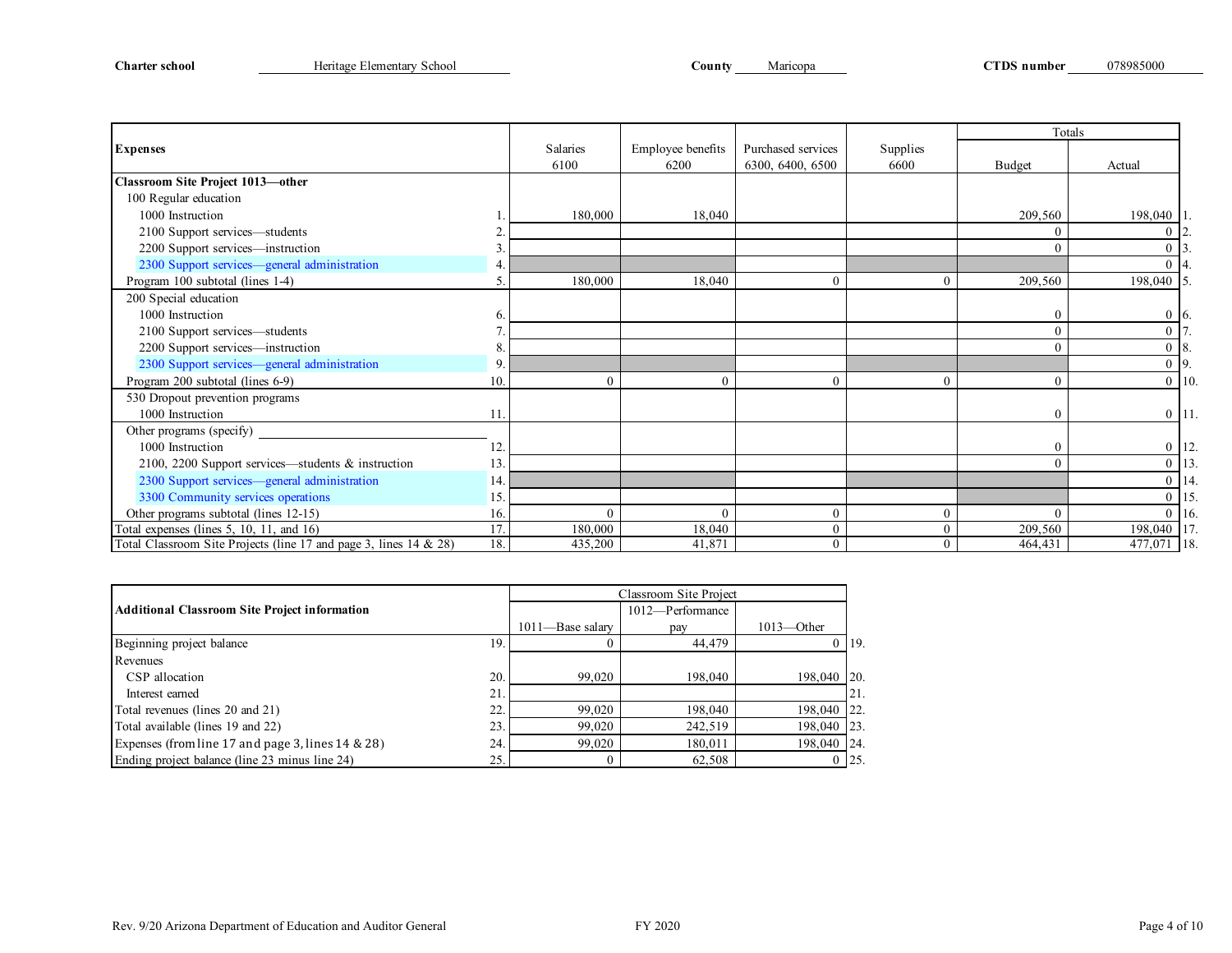**Charter school** Heritage Elementary School **County** Maricopa **CTDS number** 078985000

| Expenses | | Salaries 6100 | Employee benefits 6200 | Purchased services 6300, 6400, 6500 | Supplies 6600 | Totals Budget | Totals Actual | |
|---|---|---|---|---|---|---|---|---|
| **Classroom Site Project 1013—other** | | | | | | | | |
| 100 Regular education | | | | | | | | |
| 1000 Instruction | 1. | 180,000 | 18,040 | | | 209,560 | 198,040 | 1. |
| 2100 Support services—students | 2. | | | | | 0 | 0 | 2. |
| 2200 Support services—instruction | 3. | | | | | 0 | 0 | 3. |
| 2300 Support services—general administration | 4. | | | | | | 0 | 4. |
| Program 100 subtotal (lines 1-4) | 5. | 180,000 | 18,040 | 0 | 0 | 209,560 | 198,040 | 5. |
| 200 Special education | | | | | | | | |
| 1000 Instruction | 6. | | | | | 0 | 0 | 6. |
| 2100 Support services—students | 7. | | | | | 0 | 0 | 7. |
| 2200 Support services—instruction | 8. | | | | | 0 | 0 | 8. |
| 2300 Support services—general administration | 9. | | | | | | 0 | 9. |
| Program 200 subtotal (lines 6-9) | 10. | 0 | 0 | 0 | 0 | 0 | 0 | 10. |
| 530 Dropout prevention programs | | | | | | | | |
| 1000 Instruction | 11. | | | | | 0 | 0 | 11. |
| Other programs (specify) ______ | | | | | | | | |
| 1000 Instruction | 12. | | | | | 0 | 0 | 12. |
| 2100, 2200 Support services—students & instruction | 13. | | | | | 0 | 0 | 13. |
| 2300 Support services—general administration | 14. | | | | | | 0 | 14. |
| 3300 Community services operations | 15. | | | | | | 0 | 15. |
| Other programs subtotal (lines 12-15) | 16. | 0 | 0 | 0 | 0 | 0 | 0 | 16. |
| Total expenses (lines 5, 10, 11, and 16) | 17. | 180,000 | 18,040 | 0 | 0 | 209,560 | 198,040 | 17. |
| Total Classroom Site Projects (line 17 and page 3, lines 14 & 28) | 18. | 435,200 | 41,871 | 0 | 0 | 464,431 | 477,071 | 18. |

| Additional Classroom Site Project information | | Classroom Site Project 1011—Base salary | 1012—Performance pay | 1013—Other | |
|---|---|---|---|---|---|
| Beginning project balance | 19. | 0 | 44,479 | 0 | 19. |
| Revenues | | | | | |
| CSP allocation | 20. | 99,020 | 198,040 | 198,040 | 20. |
| Interest earned | 21. | | | | 21. |
| Total revenues (lines 20 and 21) | 22. | 99,020 | 198,040 | 198,040 | 22. |
| Total available (lines 19 and 22) | 23. | 99,020 | 242,519 | 198,040 | 23. |
| Expenses (from line 17 and page 3, lines 14 & 28) | 24. | 99,020 | 180,011 | 198,040 | 24. |
| Ending project balance (line 23 minus line 24) | 25. | 0 | 62,508 | 0 | 25. |

Rev. 9/20 Arizona Department of Education and Auditor General FY 2020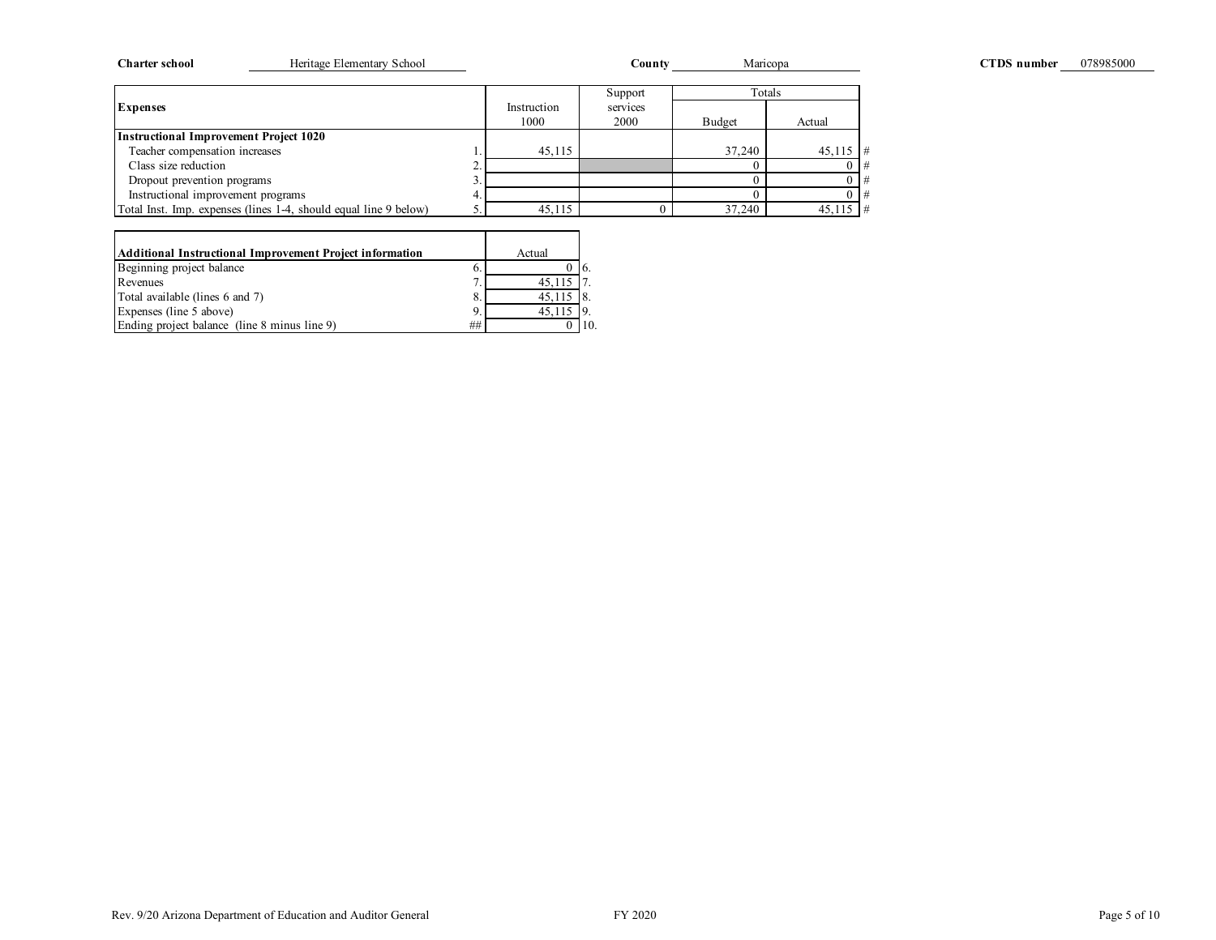**Charter school** Heritage Elementary School **County** Maricopa **CTDS number** 078985000

| Expenses | | Instruction 1000 | Support services 2000 | Totals Budget | Totals Actual | |
|---|---|---|---|---|---|---|
| **Instructional Improvement Project 1020** | | | | | | |
| Teacher compensation increases | 1. | 45,115 | | 37,240 | 45,115 | # |
| Class size reduction | 2. | | | 0 | 0 | # |
| Dropout prevention programs | 3. | | | 0 | 0 | # |
| Instructional improvement programs | 4. | | | 0 | 0 | # |
| Total Inst. Imp. expenses (lines 1-4, should equal line 9 below) | 5. | 45,115 | 0 | 37,240 | 45,115 | # |

| Additional Instructional Improvement Project information | | Actual | |
|---|---|---|---|
| Beginning project balance | 6. | 0 | 6. |
| Revenues | 7. | 45,115 | 7. |
| Total available (lines 6 and 7) | 8. | 45,115 | 8. |
| Expenses (line 5 above) | 9. | 45,115 | 9. |
| Ending project balance (line 8 minus line 9) | ## | 0 | 10. |

Rev. 9/20 Arizona Department of Education and Auditor General FY 2020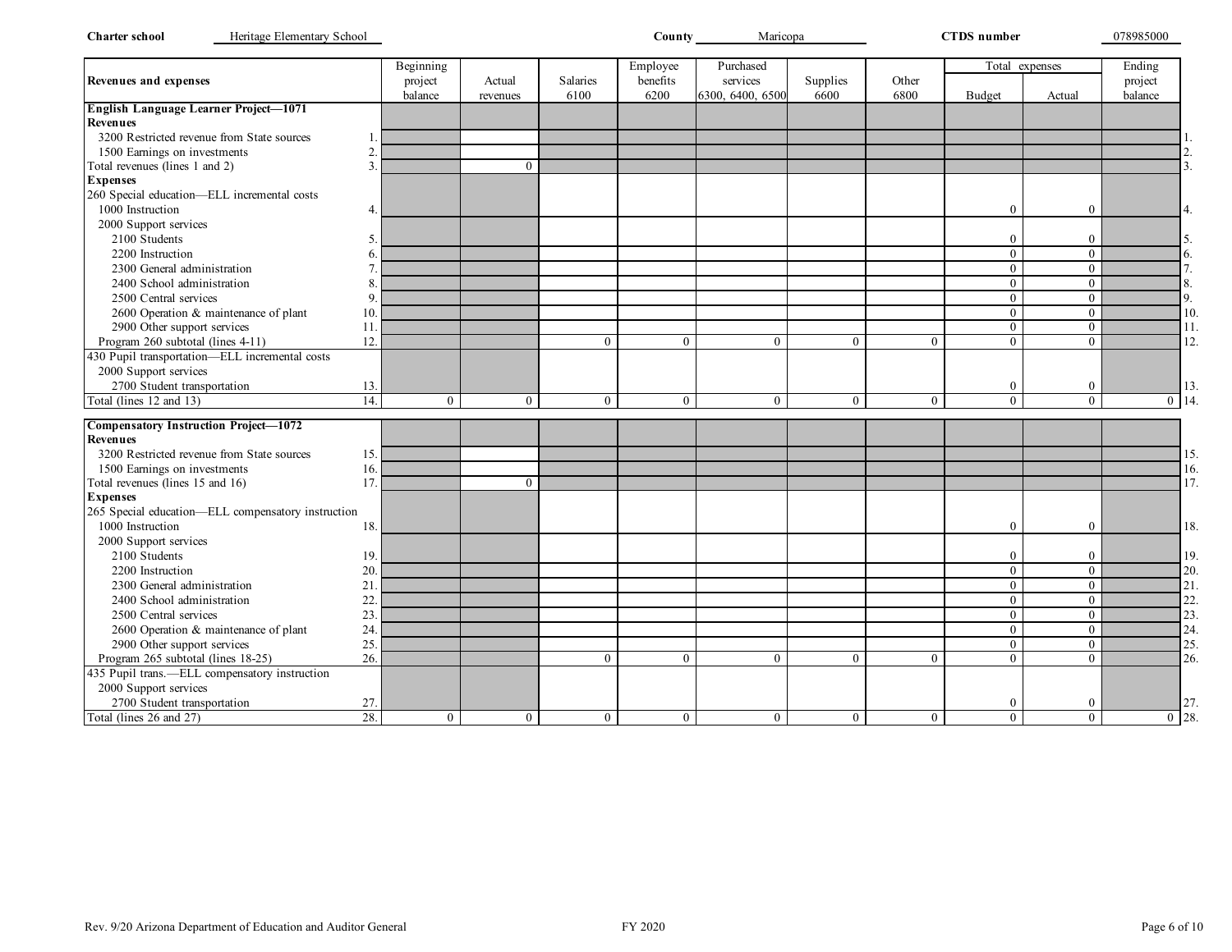**Charter school** Heritage Elementary School **County** Maricopa **CTDS number** 078985000

| Revenues and expenses | | Beginning project balance | Actual revenues | Salaries 6100 | Employee benefits 6200 | Purchased services 6300, 6400, 6500 | Supplies 6600 | Other 6800 | Total expenses Budget | Total expenses Actual | Ending project balance | |
|---|---|---|---|---|---|---|---|---|---|---|---|---|
| **English Language Learner Project—1071** | | | | | | | | | | | | |
| **Revenues** | | | | | | | | | | | | |
| 3200 Restricted revenue from State sources | 1. | | | | | | | | | | | 1. |
| 1500 Earnings on investments | 2. | | | | | | | | | | | 2. |
| Total revenues (lines 1 and 2) | 3. | | 0 | | | | | | | | | 3. |
| **Expenses** | | | | | | | | | | | | |
| 260 Special education—ELL incremental costs | | | | | | | | | | | | |
| 1000 Instruction | 4. | | | | | | | | 0 | 0 | | 4. |
| 2000 Support services | | | | | | | | | | | | |
| 2100 Students | 5. | | | | | | | | 0 | 0 | | 5. |
| 2200 Instruction | 6. | | | | | | | | 0 | 0 | | 6. |
| 2300 General administration | 7. | | | | | | | | 0 | 0 | | 7. |
| 2400 School administration | 8. | | | | | | | | 0 | 0 | | 8. |
| 2500 Central services | 9. | | | | | | | | 0 | 0 | | 9. |
| 2600 Operation & maintenance of plant | 10. | | | | | | | | 0 | 0 | | 10. |
| 2900 Other support services | 11. | | | | | | | | 0 | 0 | | 11. |
| Program 260 subtotal (lines 4-11) | 12. | | | 0 | 0 | 0 | 0 | 0 | 0 | 0 | | 12. |
| 430 Pupil transportation—ELL incremental costs | | | | | | | | | | | | |
| 2000 Support services | | | | | | | | | | | | |
| 2700 Student transportation | 13. | | | | | | | | 0 | 0 | | 13. |
| Total (lines 12 and 13) | 14. | 0 | 0 | 0 | 0 | 0 | 0 | 0 | 0 | 0 | 0 | 14. |
| **Compensatory Instruction Project—1072** | | | | | | | | | | | | |
| **Revenues** | | | | | | | | | | | | |
| 3200 Restricted revenue from State sources | 15. | | | | | | | | | | | 15. |
| 1500 Earnings on investments | 16. | | | | | | | | | | | 16. |
| Total revenues (lines 15 and 16) | 17. | | 0 | | | | | | | | | 17. |
| **Expenses** | | | | | | | | | | | | |
| 265 Special education—ELL compensatory instruction | | | | | | | | | | | | |
| 1000 Instruction | 18. | | | | | | | | 0 | 0 | | 18. |
| 2000 Support services | | | | | | | | | | | | |
| 2100 Students | 19. | | | | | | | | 0 | 0 | | 19. |
| 2200 Instruction | 20. | | | | | | | | 0 | 0 | | 20. |
| 2300 General administration | 21. | | | | | | | | 0 | 0 | | 21. |
| 2400 School administration | 22. | | | | | | | | 0 | 0 | | 22. |
| 2500 Central services | 23. | | | | | | | | 0 | 0 | | 23. |
| 2600 Operation & maintenance of plant | 24. | | | | | | | | 0 | 0 | | 24. |
| 2900 Other support services | 25. | | | | | | | | 0 | 0 | | 25. |
| Program 265 subtotal (lines 18-25) | 26. | | | 0 | 0 | 0 | 0 | 0 | 0 | 0 | | 26. |
| 435 Pupil trans.—ELL compensatory instruction | | | | | | | | | | | | |
| 2000 Support services | | | | | | | | | | | | |
| 2700 Student transportation | 27. | | | | | | | | 0 | 0 | | 27. |
| Total (lines 26 and 27) | 28. | 0 | 0 | 0 | 0 | 0 | 0 | 0 | 0 | 0 | 0 | 28. |

Rev. 9/20 Arizona Department of Education and Auditor General FY 2020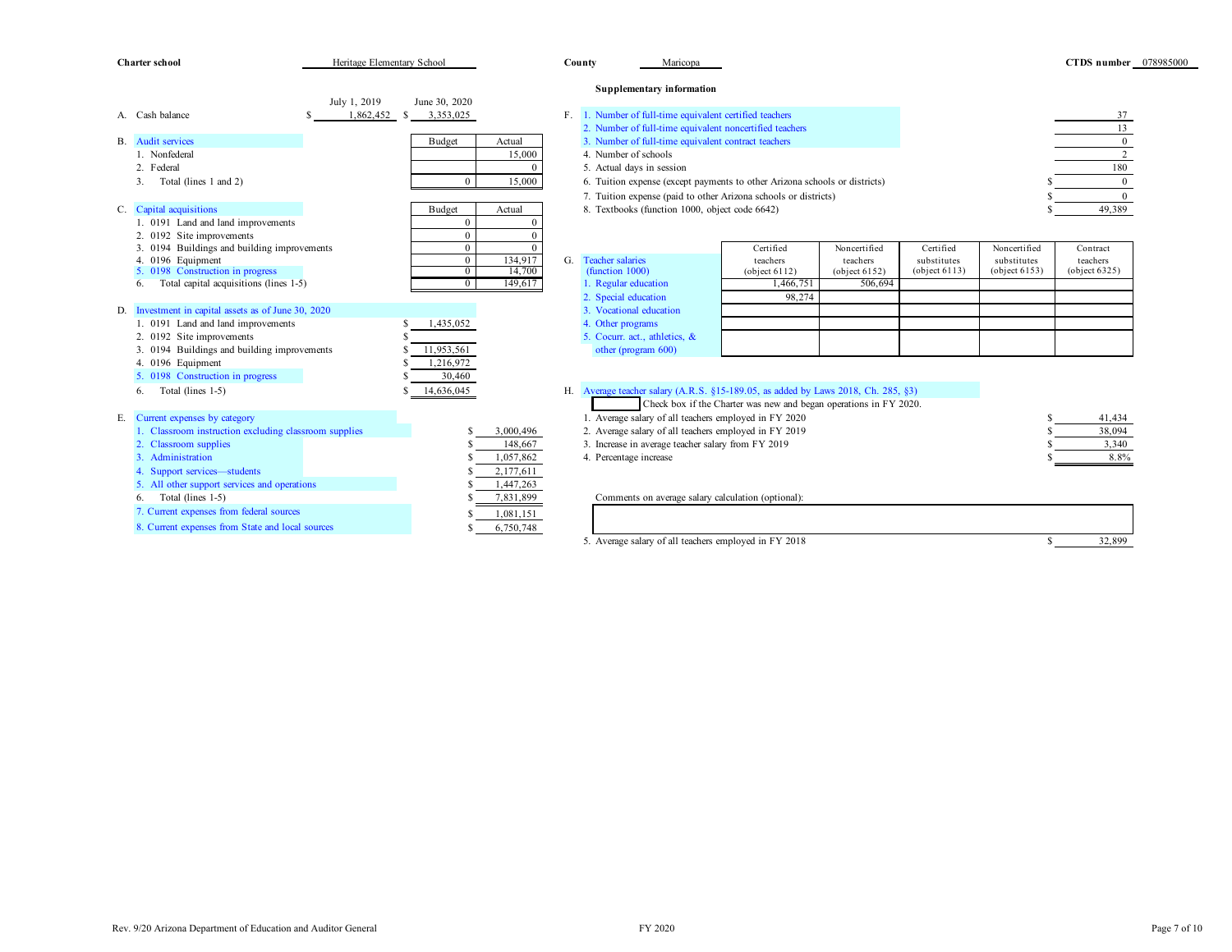**Charter school** Heritage Elementary School **County** Maricopa **CTDS number** 078985000

| | | July 1, 2019 | June 30, 2020 |
|---|---|---|---|
| A. | Cash balance | $ 1,862,452 | $ 3,353,025 |

| B. Audit services | Budget | Actual |
|---|---|---|
| 1. Nonfederal | | 15,000 |
| 2. Federal | | 0 |
| 3. Total (lines 1 and 2) | 0 | 15,000 |

| C. Capital acquisitions | Budget | Actual |
|---|---|---|
| 1. 0191 Land and land improvements | 0 | 0 |
| 2. 0192 Site improvements | 0 | 0 |
| 3. 0194 Buildings and building improvements | 0 | 0 |
| 4. 0196 Equipment | 0 | 134,917 |
| 5. 0198 Construction in progress | 0 | 14,700 |
| 6. Total capital acquisitions (lines 1-5) | 0 | 149,617 |

| D. Investment in capital assets as of June 30, 2020 | |
|---|---|
| 1. 0191 Land and land improvements | $ 1,435,052 |
| 2. 0192 Site improvements | $ |
| 3. 0194 Buildings and building improvements | $ 11,953,561 |
| 4. 0196 Equipment | $ 1,216,972 |
| 5. 0198 Construction in progress | $ 30,460 |
| 6. Total (lines 1-5) | $ 14,636,045 |

| E. Current expenses by category | |
|---|---|
| 1. Classroom instruction excluding classroom supplies | $ 3,000,496 |
| 2. Classroom supplies | $ 148,667 |
| 3. Administration | $ 1,057,862 |
| 4. Support services—students | $ 2,177,611 |
| 5. All other support services and operations | $ 1,447,263 |
| 6. Total (lines 1-5) | $ 7,831,899 |
| 7. Current expenses from federal sources | $ 1,081,151 |
| 8. Current expenses from State and local sources | $ 6,750,748 |

**Supplementary information**

| F. | |
|---|---|
| 1. Number of full-time equivalent certified teachers | 37 |
| 2. Number of full-time equivalent noncertified teachers | 13 |
| 3. Number of full-time equivalent contract teachers | 0 |
| 4. Number of schools | 2 |
| 5. Actual days in session | 180 |
| 6. Tuition expense (except payments to other Arizona schools or districts) | $ 0 |
| 7. Tuition expense (paid to other Arizona schools or districts) | $ 0 |
| 8. Textbooks (function 1000, object code 6642) | $ 49,389 |

| G. Teacher salaries (function 1000) | Certified teachers (object 6112) | Noncertified teachers (object 6152) | Certified substitutes (object 6113) | Noncertified substitutes (object 6153) | Contract teachers (object 6325) |
|---|---|---|---|---|---|
| 1. Regular education | 1,466,751 | 506,694 | | | |
| 2. Special education | 98,274 | | | | |
| 3. Vocational education | | | | | |
| 4. Other programs | | | | | |
| 5. Cocurr. act., athletics, & other (program 600) | | | | | |

H. Average teacher salary (A.R.S. §15-189.05, as added by Laws 2018, Ch. 285, §3)

☐ Check box if the Charter was new and began operations in FY 2020.

| | |
|---|---|
| 1. Average salary of all teachers employed in FY 2020 | $ 41,434 |
| 2. Average salary of all teachers employed in FY 2019 | $ 38,094 |
| 3. Increase in average teacher salary from FY 2019 | $ 3,340 |
| 4. Percentage increase | 8.8% |

Comments on average salary calculation (optional):

| | |
|---|---|
| 5. Average salary of all teachers employed in FY 2018 | $ 32,899 |

Rev. 9/20 Arizona Department of Education and Auditor General FY 2020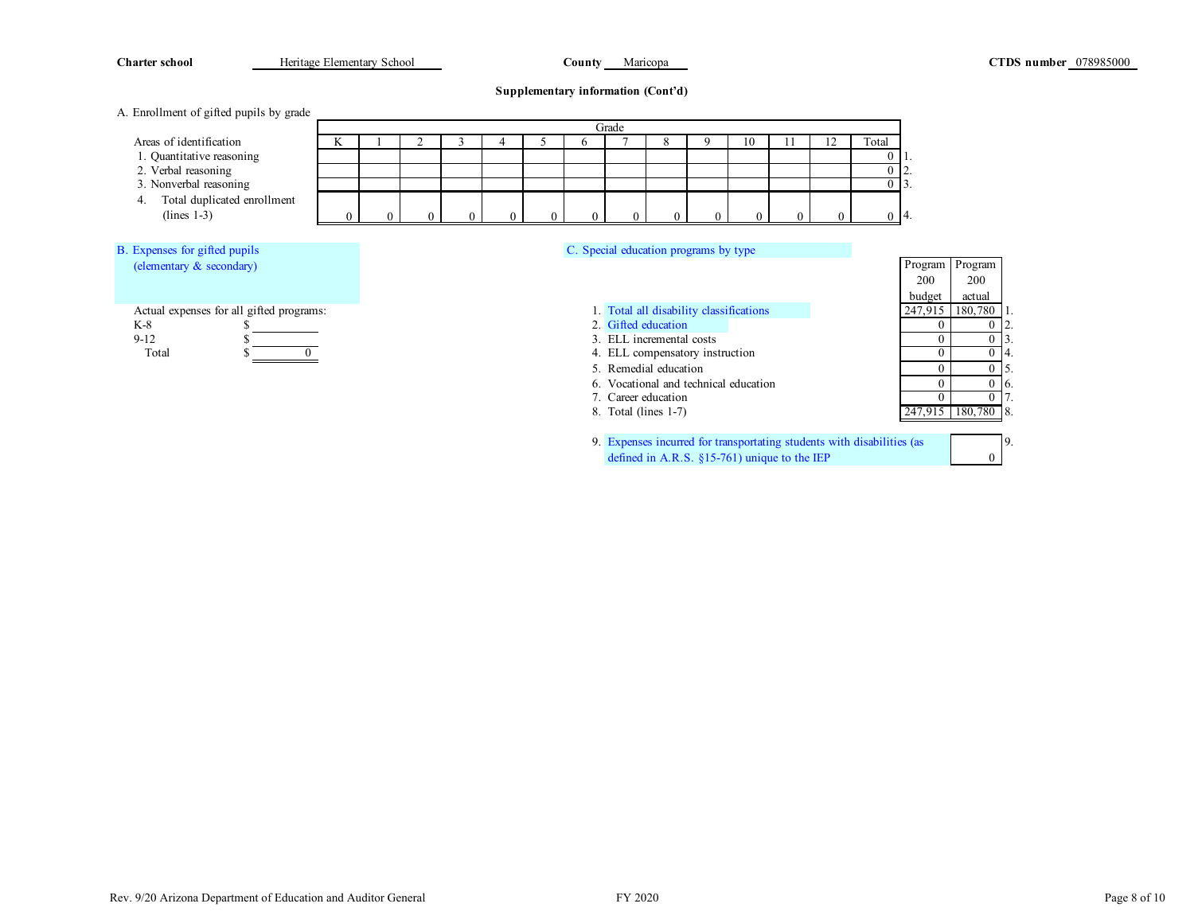**Charter school** Heritage Elementary School **County** Maricopa **CTDS number** 078985000

**Supplementary information (Cont'd)**

A. Enrollment of gifted pupils by grade

| Areas of identification | K | 1 | 2 | 3 | 4 | 5 | 6 | 7 | 8 | 9 | 10 | 11 | 12 | Total | |
|---|---|---|---|---|---|---|---|---|---|---|---|---|---|---|---|
| 1. Quantitative reasoning | | | | | | | | | | | | | | 0 | 1. |
| 2. Verbal reasoning | | | | | | | | | | | | | | 0 | 2. |
| 3. Nonverbal reasoning | | | | | | | | | | | | | | 0 | 3. |
| 4. Total duplicated enrollment (lines 1-3) | 0 | 0 | 0 | 0 | 0 | 0 | 0 | 0 | 0 | 0 | 0 | 0 | 0 | 0 | 4. |

B. Expenses for gifted pupils (elementary & secondary)

Actual expenses for all gifted programs:

| | |
|---|---|
| K-8 | $ |
| 9-12 | $ |
| Total | $ 0 |

C. Special education programs by type

| | Program 200 budget | Program 200 actual | |
|---|---|---|---|
| 1. Total all disability classifications | 247,915 | 180,780 | 1. |
| 2. Gifted education | 0 | 0 | 2. |
| 3. ELL incremental costs | 0 | 0 | 3. |
| 4. ELL compensatory instruction | 0 | 0 | 4. |
| 5. Remedial education | 0 | 0 | 5. |
| 6. Vocational and technical education | 0 | 0 | 6. |
| 7. Career education | 0 | 0 | 7. |
| 8. Total (lines 1-7) | 247,915 | 180,780 | 8. |

| | | |
|---|---|---|
| 9. Expenses incurred for transportating students with disabilities (as defined in A.R.S. §15-761) unique to the IEP | 0 | 9. |

Rev. 9/20 Arizona Department of Education and Auditor General FY 2020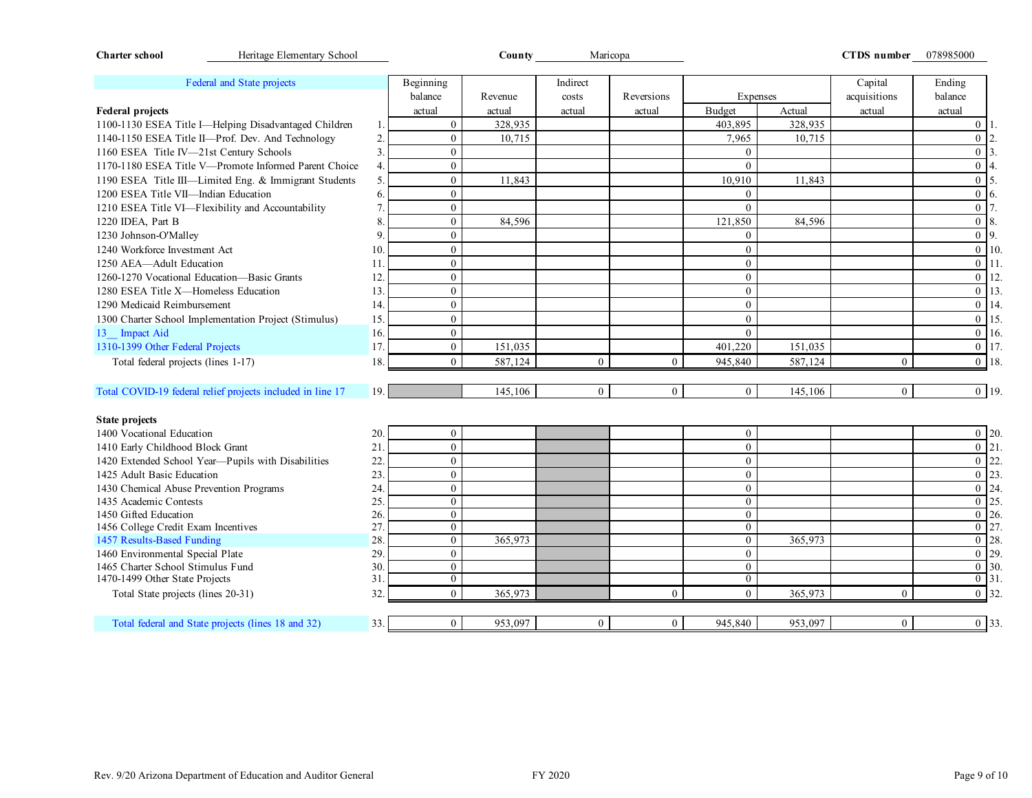**Charter school** Heritage Elementary School **County** Maricopa **CTDS number** 078985000

| Federal and State projects | | Beginning balance actual | Revenue actual | Indirect costs actual | Reversions actual | Expenses Budget | Expenses Actual | Capital acquisitions actual | Ending balance actual | |
|---|---|---|---|---|---|---|---|---|---|---|
| **Federal projects** | | | | | | | | | | |
| 1100-1130 ESEA Title I—Helping Disadvantaged Children | 1. | 0 | 328,935 | | | 403,895 | 328,935 | | 0 | 1. |
| 1140-1150 ESEA Title II—Prof. Dev. And Technology | 2. | 0 | 10,715 | | | 7,965 | 10,715 | | 0 | 2. |
| 1160 ESEA Title IV—21st Century Schools | 3. | 0 | | | | 0 | | | 0 | 3. |
| 1170-1180 ESEA Title V—Promote Informed Parent Choice | 4. | 0 | | | | 0 | | | 0 | 4. |
| 1190 ESEA Title III—Limited Eng. & Immigrant Students | 5. | 0 | 11,843 | | | 10,910 | 11,843 | | 0 | 5. |
| 1200 ESEA Title VII—Indian Education | 6. | 0 | | | | 0 | | | 0 | 6. |
| 1210 ESEA Title VI—Flexibility and Accountability | 7. | 0 | | | | 0 | | | 0 | 7. |
| 1220 IDEA, Part B | 8. | 0 | 84,596 | | | 121,850 | 84,596 | | 0 | 8. |
| 1230 Johnson-O'Malley | 9. | 0 | | | | 0 | | | 0 | 9. |
| 1240 Workforce Investment Act | 10. | 0 | | | | 0 | | | 0 | 10. |
| 1250 AEA—Adult Education | 11. | 0 | | | | 0 | | | 0 | 11. |
| 1260-1270 Vocational Education—Basic Grants | 12. | 0 | | | | 0 | | | 0 | 12. |
| 1280 ESEA Title X—Homeless Education | 13. | 0 | | | | 0 | | | 0 | 13. |
| 1290 Medicaid Reimbursement | 14. | 0 | | | | 0 | | | 0 | 14. |
| 1300 Charter School Implementation Project (Stimulus) | 15. | 0 | | | | 0 | | | 0 | 15. |
| 13__ Impact Aid | 16. | 0 | | | | 0 | | | 0 | 16. |
| 1310-1399 Other Federal Projects | 17. | 0 | 151,035 | | | 401,220 | 151,035 | | 0 | 17. |
| Total federal projects (lines 1-17) | 18. | 0 | 587,124 | 0 | 0 | 945,840 | 587,124 | 0 | 0 | 18. |
| | | | | | | | | | | |
| Total COVID-19 federal relief projects included in line 17 | 19. | | 145,106 | 0 | 0 | 0 | 145,106 | 0 | 0 | 19. |
| | | | | | | | | | | |
| **State projects** | | | | | | | | | | |
| 1400 Vocational Education | 20. | 0 | | | | 0 | | | 0 | 20. |
| 1410 Early Childhood Block Grant | 21. | 0 | | | | 0 | | | 0 | 21. |
| 1420 Extended School Year—Pupils with Disabilities | 22. | 0 | | | | 0 | | | 0 | 22. |
| 1425 Adult Basic Education | 23. | 0 | | | | 0 | | | 0 | 23. |
| 1430 Chemical Abuse Prevention Programs | 24. | 0 | | | | 0 | | | 0 | 24. |
| 1435 Academic Contests | 25. | 0 | | | | 0 | | | 0 | 25. |
| 1450 Gifted Education | 26. | 0 | | | | 0 | | | 0 | 26. |
| 1456 College Credit Exam Incentives | 27. | 0 | | | | 0 | | | 0 | 27. |
| 1457 Results-Based Funding | 28. | 0 | 365,973 | | | 0 | 365,973 | | 0 | 28. |
| 1460 Environmental Special Plate | 29. | 0 | | | | 0 | | | 0 | 29. |
| 1465 Charter School Stimulus Fund | 30. | 0 | | | | 0 | | | 0 | 30. |
| 1470-1499 Other State Projects | 31. | 0 | | | | 0 | | | 0 | 31. |
| Total State projects (lines 20-31) | 32. | 0 | 365,973 | | 0 | 0 | 365,973 | 0 | 0 | 32. |
| | | | | | | | | | | |
| Total federal and State projects (lines 18 and 32) | 33. | 0 | 953,097 | 0 | 0 | 945,840 | 953,097 | 0 | 0 | 33. |

Rev. 9/20 Arizona Department of Education and Auditor General FY 2020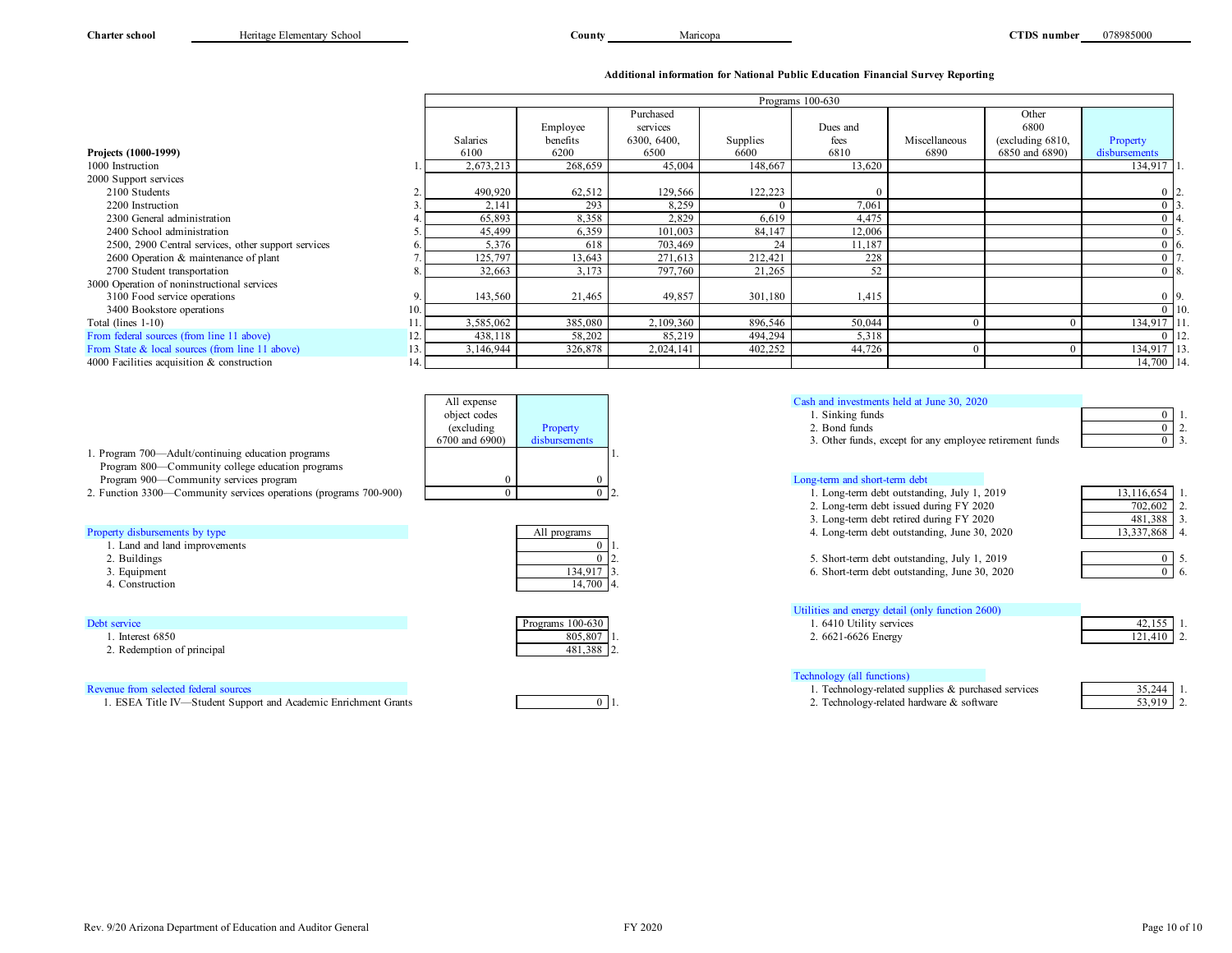**Charter school** Heritage Elementary School **County** Maricopa **CTDS number** 078985000

### Additional information for National Public Education Financial Survey Reporting

| Projects (1000-1999) | | Salaries 6100 | Employee benefits 6200 | Purchased services 6300, 6400, 6500 | Supplies 6600 | Dues and fees 6810 | Miscellaneous 6890 | Other 6800 (excluding 6810, 6850 and 6890) | Property disbursements | |
|---|---|---|---|---|---|---|---|---|---|---|
| | | Programs 100-630 | | | | | | | | |
| 1000 Instruction | 1. | 2,673,213 | 268,659 | 45,004 | 148,667 | 13,620 | | | 134,917 | 1. |
| 2000 Support services | | | | | | | | | | |
| 2100 Students | 2. | 490,920 | 62,512 | 129,566 | 122,223 | 0 | | | 0 | 2. |
| 2200 Instruction | 3. | 2,141 | 293 | 8,259 | 0 | 7,061 | | | 0 | 3. |
| 2300 General administration | 4. | 65,893 | 8,358 | 2,829 | 6,619 | 4,475 | | | 0 | 4. |
| 2400 School administration | 5. | 45,499 | 6,359 | 101,003 | 84,147 | 12,006 | | | 0 | 5. |
| 2500, 2900 Central services, other support services | 6. | 5,376 | 618 | 703,469 | 24 | 11,187 | | | 0 | 6. |
| 2600 Operation & maintenance of plant | 7. | 125,797 | 13,643 | 271,613 | 212,421 | 228 | | | 0 | 7. |
| 2700 Student transportation | 8. | 32,663 | 3,173 | 797,760 | 21,265 | 52 | | | 0 | 8. |
| 3000 Operation of noninstructional services | | | | | | | | | | |
| 3100 Food service operations | 9. | 143,560 | 21,465 | 49,857 | 301,180 | 1,415 | | | 0 | 9. |
| 3400 Bookstore operations | 10. | | | | | | | | 0 | 10. |
| Total (lines 1-10) | 11. | 3,585,062 | 385,080 | 2,109,360 | 896,546 | 50,044 | 0 | 0 | 134,917 | 11. |
| From federal sources (from line 11 above) | 12. | 438,118 | 58,202 | 85,219 | 494,294 | 5,318 | | | 0 | 12. |
| From State & local sources (from line 11 above) | 13. | 3,146,944 | 326,878 | 2,024,141 | 402,252 | 44,726 | 0 | 0 | 134,917 | 13. |
| 4000 Facilities acquisition & construction | 14. | | | | | | | | 14,700 | 14. |

| | All expense object codes (excluding 6700 and 6900) | Property disbursements | |
|---|---|---|---|
| 1. Program 700—Adult/continuing education programs<br>Program 800—Community college education programs<br>Program 900—Community services program | 0 | 0 | 1. |
| 2. Function 3300—Community services operations (programs 700-900) | 0 | 0 | 2. |

| Property disbursements by type | All programs | |
|---|---|---|
| 1. Land and land improvements | 0 | 1. |
| 2. Buildings | 0 | 2. |
| 3. Equipment | 134,917 | 3. |
| 4. Construction | 14,700 | 4. |

| Debt service | Programs 100-630 | |
|---|---|---|
| 1. Interest 6850 | 805,807 | 1. |
| 2. Redemption of principal | 481,388 | 2. |

| Revenue from selected federal sources | | |
|---|---|---|
| 1. ESEA Title IV—Student Support and Academic Enrichment Grants | 0 | 1. |

| Cash and investments held at June 30, 2020 | | |
|---|---|---|
| 1. Sinking funds | 0 | 1. |
| 2. Bond funds | 0 | 2. |
| 3. Other funds, except for any employee retirement funds | 0 | 3. |

| Long-term and short-term debt | | |
|---|---|---|
| 1. Long-term debt outstanding, July 1, 2019 | 13,116,654 | 1. |
| 2. Long-term debt issued during FY 2020 | 702,602 | 2. |
| 3. Long-term debt retired during FY 2020 | 481,388 | 3. |
| 4. Long-term debt outstanding, June 30, 2020 | 13,337,868 | 4. |
| 5. Short-term debt outstanding, July 1, 2019 | 0 | 5. |
| 6. Short-term debt outstanding, June 30, 2020 | 0 | 6. |

| Utilities and energy detail (only function 2600) | | |
|---|---|---|
| 1. 6410 Utility services | 42,155 | 1. |
| 2. 6621-6626 Energy | 121,410 | 2. |

| Technology (all functions) | | |
|---|---|---|
| 1. Technology-related supplies & purchased services | 35,244 | 1. |
| 2. Technology-related hardware & software | 53,919 | 2. |

Rev. 9/20 Arizona Department of Education and Auditor General FY 2020